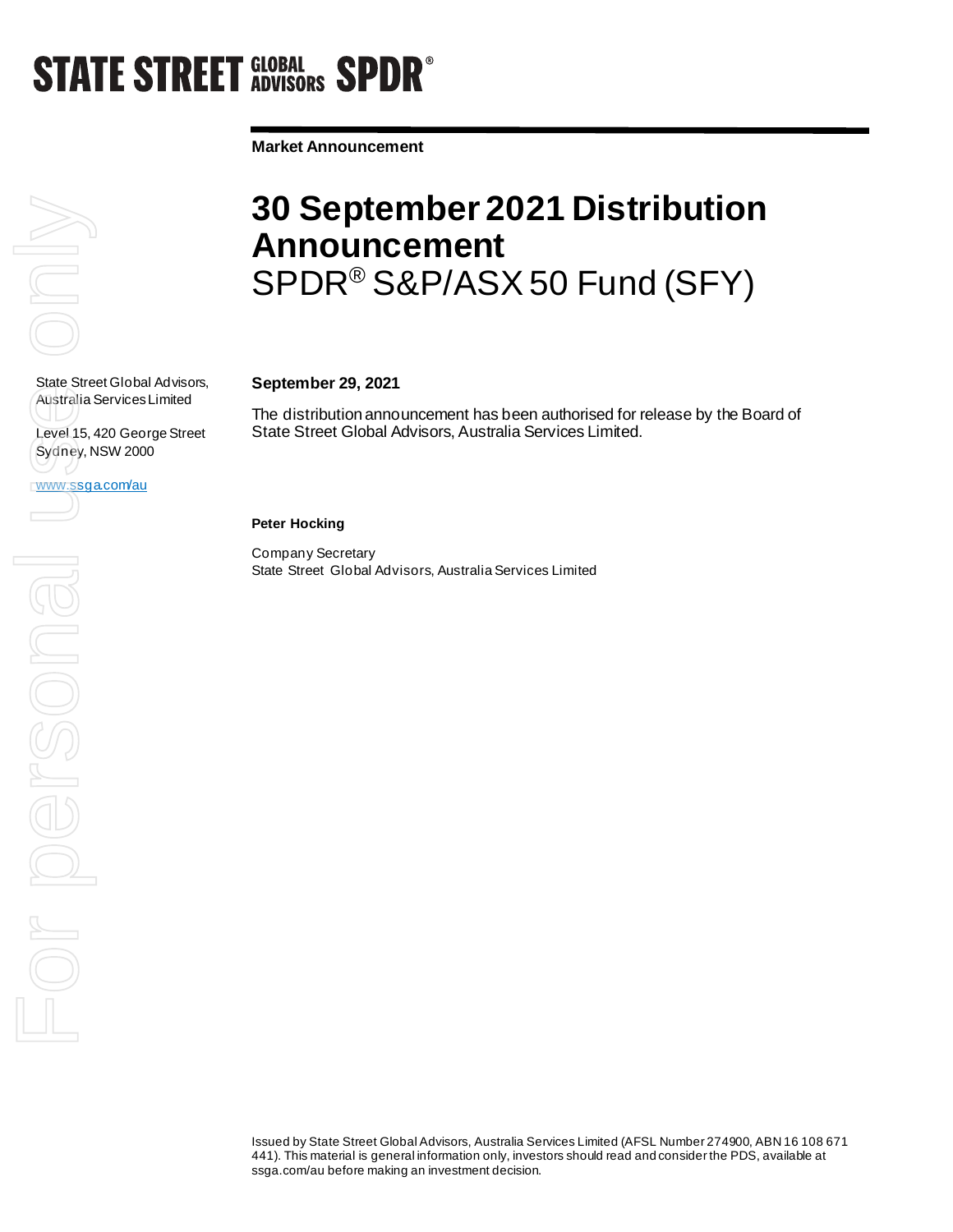STATE STREET GLOBAL ADVISORS SPDR®

**Market Announcement**

# 30 September 2021 Distribution Announcement

## SPDR® S&P/ASX 50 Fund (SFY)

State Street Global Advisors, Australia Services Limited

Level 15, 420 George Street
Sydney, NSW 2000

www.ssga.com/au

**September 29, 2021**

The distribution announcement has been authorised for release by the Board of State Street Global Advisors, Australia Services Limited.

**Peter Hocking**

Company Secretary
State Street Global Advisors, Australia Services Limited

Issued by State Street Global Advisors, Australia Services Limited (AFSL Number 274900, ABN 16 108 671 441). This material is general information only, investors should read and consider the PDS, available at ssga.com/au before making an investment decision.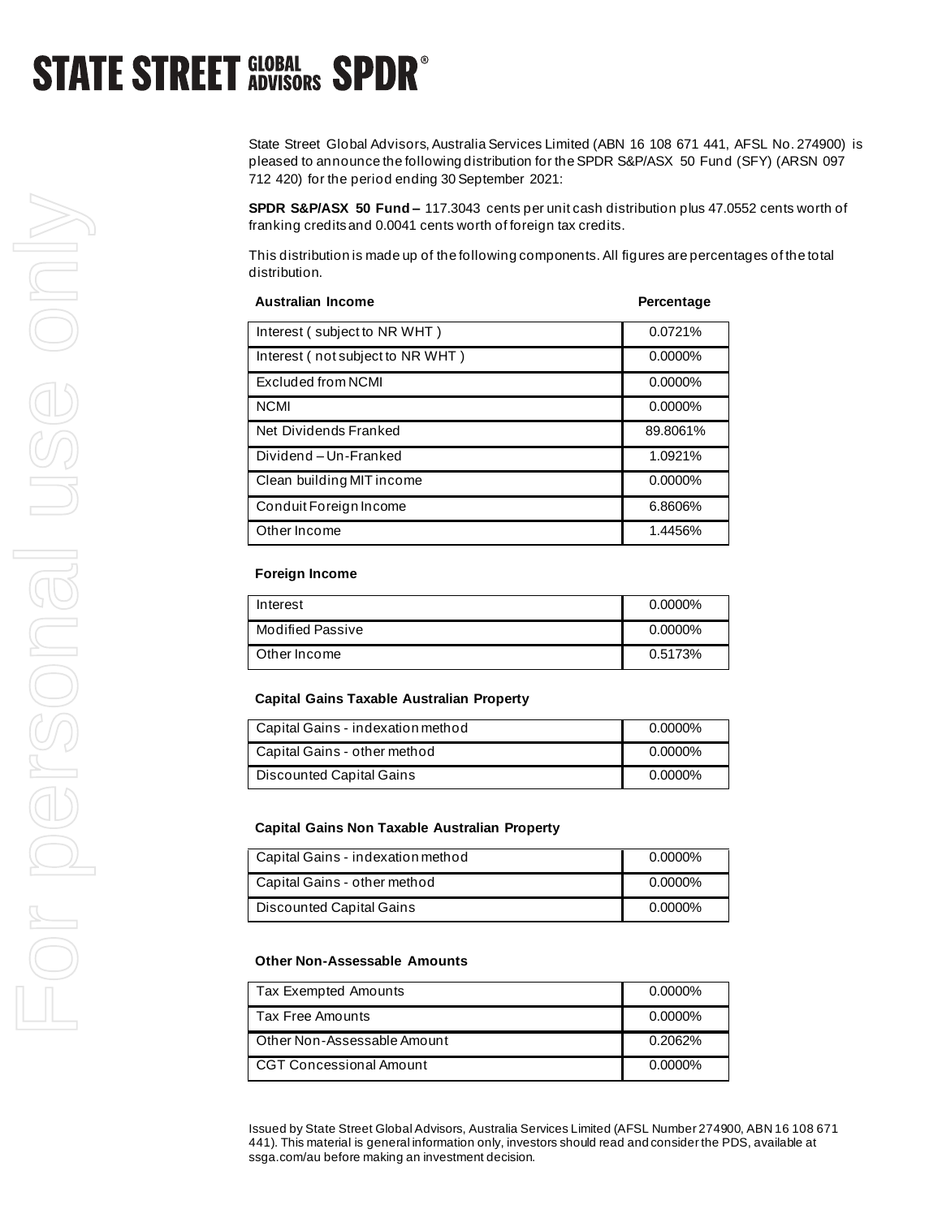State Street Global Advisors, Australia Services Limited (ABN 16 108 671 441, AFSL No. 274900) is pleased to announce the following distribution for the SPDR S&P/ASX 50 Fund (SFY) (ARSN 097 712 420) for the period ending 30 September 2021:

**SPDR S&P/ASX 50 Fund –** 117.3043 cents per unit cash distribution plus 47.0552 cents worth of franking credits and 0.0041 cents worth of foreign tax credits.

This distribution is made up of the following components. All figures are percentages of the total distribution.

| Australian Income | Percentage |
|---|---|
| Interest ( subject to NR WHT ) | 0.0721% |
| Interest ( not subject to NR WHT ) | 0.0000% |
| Excluded from NCMI | 0.0000% |
| NCMI | 0.0000% |
| Net Dividends Franked | 89.8061% |
| Dividend – Un-Franked | 1.0921% |
| Clean building MIT income | 0.0000% |
| Conduit Foreign Income | 6.8606% |
| Other Income | 1.4456% |

**Foreign Income**

| | |
|---|---|
| Interest | 0.0000% |
| Modified Passive | 0.0000% |
| Other Income | 0.5173% |

**Capital Gains Taxable Australian Property**

| | |
|---|---|
| Capital Gains - indexation method | 0.0000% |
| Capital Gains - other method | 0.0000% |
| Discounted Capital Gains | 0.0000% |

**Capital Gains Non Taxable Australian Property**

| | |
|---|---|
| Capital Gains - indexation method | 0.0000% |
| Capital Gains - other method | 0.0000% |
| Discounted Capital Gains | 0.0000% |

**Other Non-Assessable Amounts**

| | |
|---|---|
| Tax Exempted Amounts | 0.0000% |
| Tax Free Amounts | 0.0000% |
| Other Non-Assessable Amount | 0.2062% |
| CGT Concessional Amount | 0.0000% |

Issued by State Street Global Advisors, Australia Services Limited (AFSL Number 274900, ABN 16 108 671 441). This material is general information only, investors should read and consider the PDS, available at ssga.com/au before making an investment decision.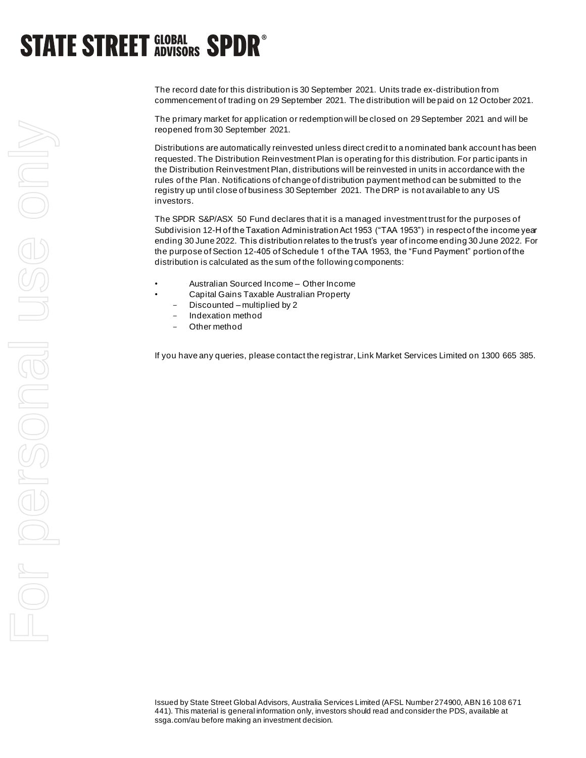The record date for this distribution is 30 September 2021. Units trade ex-distribution from commencement of trading on 29 September 2021. The distribution will be paid on 12 October 2021.

The primary market for application or redemption will be closed on 29 September 2021 and will be reopened from 30 September 2021.

Distributions are automatically reinvested unless direct credit to a nominated bank account has been requested. The Distribution Reinvestment Plan is operating for this distribution. For participants in the Distribution Reinvestment Plan, distributions will be reinvested in units in accordance with the rules of the Plan. Notifications of change of distribution payment method can be submitted to the registry up until close of business 30 September 2021. The DRP is not available to any US investors.

The SPDR S&P/ASX 50 Fund declares that it is a managed investment trust for the purposes of Subdivision 12-H of the Taxation Administration Act 1953 ("TAA 1953") in respect of the income year ending 30 June 2022. This distribution relates to the trust's year of income ending 30 June 2022. For the purpose of Section 12-405 of Schedule 1 of the TAA 1953, the "Fund Payment" portion of the distribution is calculated as the sum of the following components:

- Australian Sourced Income – Other Income
- Capital Gains Taxable Australian Property
  - Discounted – multiplied by 2
  - Indexation method
  - Other method

If you have any queries, please contact the registrar, Link Market Services Limited on 1300 665 385.

Issued by State Street Global Advisors, Australia Services Limited (AFSL Number 274900, ABN 16 108 671 441). This material is general information only, investors should read and consider the PDS, available at ssga.com/au before making an investment decision.